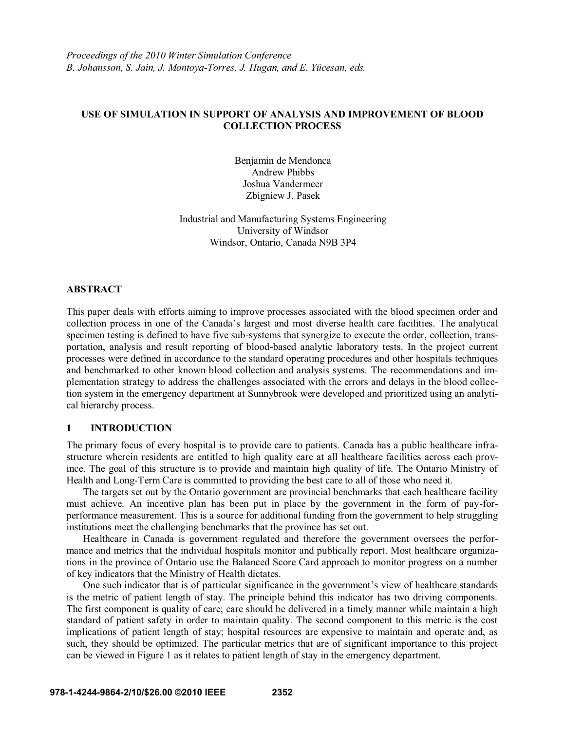*Proceedings of the 2010 Winter Simulation Conference*
*B. Johansson, S. Jain, J. Montoya-Torres, J. Hugan, and E. Yücesan, eds.*

# USE OF SIMULATION IN SUPPORT OF ANALYSIS AND IMPROVEMENT OF BLOOD COLLECTION PROCESS

Benjamin de Mendonca
Andrew Phibbs
Joshua Vandermeer
Zbigniew J. Pasek

Industrial and Manufacturing Systems Engineering
University of Windsor
Windsor, Ontario, Canada N9B 3P4

## ABSTRACT

This paper deals with efforts aiming to improve processes associated with the blood specimen order and collection process in one of the Canada's largest and most diverse health care facilities. The analytical specimen testing is defined to have five sub-systems that synergize to execute the order, collection, transportation, analysis and result reporting of blood-based analytic laboratory tests. In the project current processes were defined in accordance to the standard operating procedures and other hospitals techniques and benchmarked to other known blood collection and analysis systems. The recommendations and implementation strategy to address the challenges associated with the errors and delays in the blood collection system in the emergency department at Sunnybrook were developed and prioritized using an analytical hierarchy process.

## 1 INTRODUCTION

The primary focus of every hospital is to provide care to patients. Canada has a public healthcare infrastructure wherein residents are entitled to high quality care at all healthcare facilities across each province. The goal of this structure is to provide and maintain high quality of life. The Ontario Ministry of Health and Long-Term Care is committed to providing the best care to all of those who need it.

The targets set out by the Ontario government are provincial benchmarks that each healthcare facility must achieve. An incentive plan has been put in place by the government in the form of pay-for-performance measurement. This is a source for additional funding from the government to help struggling institutions meet the challenging benchmarks that the province has set out.

Healthcare in Canada is government regulated and therefore the government oversees the performance and metrics that the individual hospitals monitor and publically report. Most healthcare organizations in the province of Ontario use the Balanced Score Card approach to monitor progress on a number of key indicators that the Ministry of Health dictates.

One such indicator that is of particular significance in the government's view of healthcare standards is the metric of patient length of stay. The principle behind this indicator has two driving components. The first component is quality of care; care should be delivered in a timely manner while maintain a high standard of patient safety in order to maintain quality. The second component to this metric is the cost implications of patient length of stay; hospital resources are expensive to maintain and operate and, as such, they should be optimized. The particular metrics that are of significant importance to this project can be viewed in Figure 1 as it relates to patient length of stay in the emergency department.

978-1-4244-9864-2/10/$26.00 ©2010 IEEE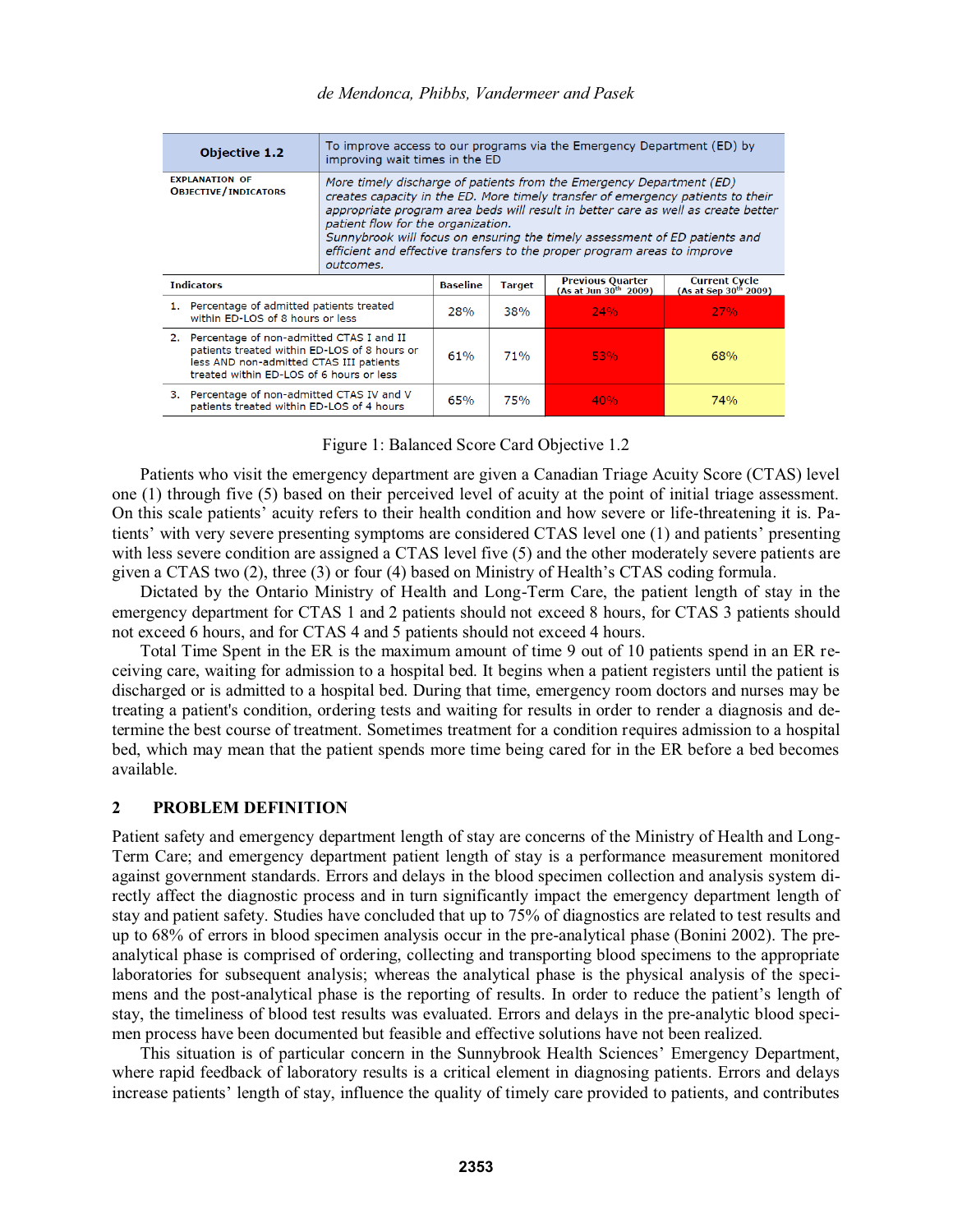| Objective 1.2 | To improve access to our programs via the Emergency Department (ED) by improving wait times in the ED | | | |
|---|---|---|---|---|
| EXPLANATION OF OBJECTIVE/INDICATORS | *More timely discharge of patients from the Emergency Department (ED) creates capacity in the ED. More timely transfer of emergency patients to their appropriate program area beds will result in better care as well as create better patient flow for the organization. Sunnybrook will focus on ensuring the timely assessment of ED patients and efficient and effective transfers to the proper program areas to improve outcomes.* | | | |
| **Indicators** | **Baseline** | **Target** | **Previous Quarter** (As at Jun 30th 2009) | **Current Cycle** (As at Sep 30th 2009) |
| 1. Percentage of admitted patients treated within ED-LOS of 8 hours or less | 28% | 38% | 24% | 27% |
| 2. Percentage of non-admitted CTAS I and II patients treated within ED-LOS of 8 hours or less AND non-admitted CTAS III patients treated within ED-LOS of 6 hours or less | 61% | 71% | 53% | 68% |
| 3. Percentage of non-admitted CTAS IV and V patients treated within ED-LOS of 4 hours | 65% | 75% | 40% | 74% |

Figure 1: Balanced Score Card Objective 1.2

Patients who visit the emergency department are given a Canadian Triage Acuity Score (CTAS) level one (1) through five (5) based on their perceived level of acuity at the point of initial triage assessment. On this scale patients' acuity refers to their health condition and how severe or life-threatening it is. Patients' with very severe presenting symptoms are considered CTAS level one (1) and patients' presenting with less severe condition are assigned a CTAS level five (5) and the other moderately severe patients are given a CTAS two (2), three (3) or four (4) based on Ministry of Health's CTAS coding formula.

Dictated by the Ontario Ministry of Health and Long-Term Care, the patient length of stay in the emergency department for CTAS 1 and 2 patients should not exceed 8 hours, for CTAS 3 patients should not exceed 6 hours, and for CTAS 4 and 5 patients should not exceed 4 hours.

Total Time Spent in the ER is the maximum amount of time 9 out of 10 patients spend in an ER receiving care, waiting for admission to a hospital bed. It begins when a patient registers until the patient is discharged or is admitted to a hospital bed. During that time, emergency room doctors and nurses may be treating a patient's condition, ordering tests and waiting for results in order to render a diagnosis and determine the best course of treatment. Sometimes treatment for a condition requires admission to a hospital bed, which may mean that the patient spends more time being cared for in the ER before a bed becomes available.

## 2 PROBLEM DEFINITION

Patient safety and emergency department length of stay are concerns of the Ministry of Health and Long-Term Care; and emergency department patient length of stay is a performance measurement monitored against government standards. Errors and delays in the blood specimen collection and analysis system directly affect the diagnostic process and in turn significantly impact the emergency department length of stay and patient safety. Studies have concluded that up to 75% of diagnostics are related to test results and up to 68% of errors in blood specimen analysis occur in the pre-analytical phase (Bonini 2002). The pre-analytical phase is comprised of ordering, collecting and transporting blood specimens to the appropriate laboratories for subsequent analysis; whereas the analytical phase is the physical analysis of the specimens and the post-analytical phase is the reporting of results. In order to reduce the patient's length of stay, the timeliness of blood test results was evaluated. Errors and delays in the pre-analytic blood specimen process have been documented but feasible and effective solutions have not been realized.

This situation is of particular concern in the Sunnybrook Health Sciences' Emergency Department, where rapid feedback of laboratory results is a critical element in diagnosing patients. Errors and delays increase patients' length of stay, influence the quality of timely care provided to patients, and contributes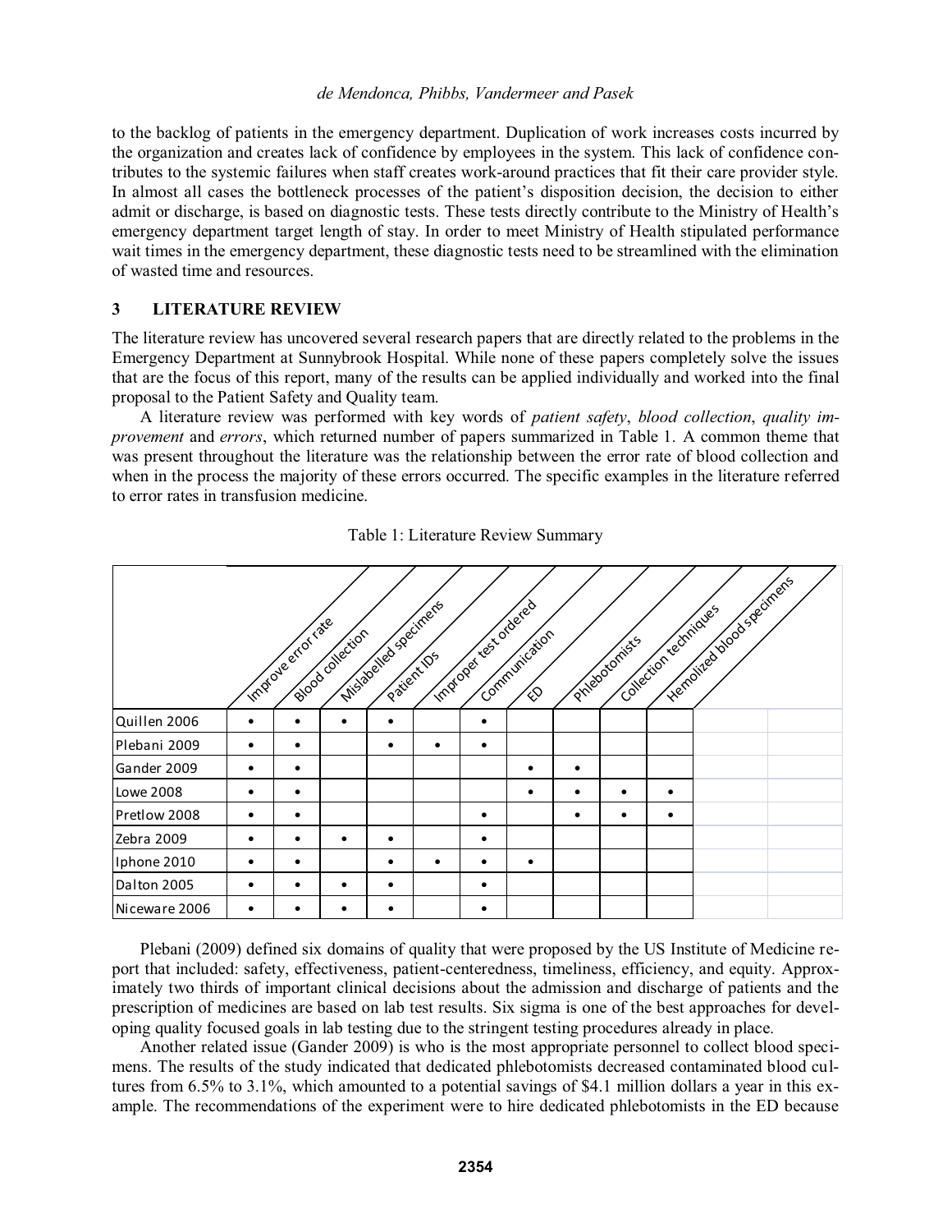to the backlog of patients in the emergency department. Duplication of work increases costs incurred by the organization and creates lack of confidence by employees in the system. This lack of confidence contributes to the systemic failures when staff creates work-around practices that fit their care provider style. In almost all cases the bottleneck processes of the patient's disposition decision, the decision to either admit or discharge, is based on diagnostic tests. These tests directly contribute to the Ministry of Health's emergency department target length of stay. In order to meet Ministry of Health stipulated performance wait times in the emergency department, these diagnostic tests need to be streamlined with the elimination of wasted time and resources.

## 3 LITERATURE REVIEW

The literature review has uncovered several research papers that are directly related to the problems in the Emergency Department at Sunnybrook Hospital. While none of these papers completely solve the issues that are the focus of this report, many of the results can be applied individually and worked into the final proposal to the Patient Safety and Quality team.

A literature review was performed with key words of *patient safety*, *blood collection*, *quality improvement* and *errors*, which returned number of papers summarized in Table 1. A common theme that was present throughout the literature was the relationship between the error rate of blood collection and when in the process the majority of these errors occurred. The specific examples in the literature referred to error rates in transfusion medicine.

Table 1: Literature Review Summary

| | Improve error rate | Blood collection | Mislabelled specimens | Patient IDs | Improper test ordered | Communication | ED | Phlebotomists | Collection techniques | Hemolized blood specimens |
|---|---|---|---|---|---|---|---|---|---|---|
| Quillen 2006 | • | • | • | • | | • | | | | |
| Plebani 2009 | • | • | | • | • | • | | | | |
| Gander 2009 | • | • | | | | | • | • | | |
| Lowe 2008 | • | • | | | | | • | • | • | • |
| Pretlow 2008 | • | • | | | | • | | • | • | • |
| Zebra 2009 | • | • | • | • | | • | | | | |
| Iphone 2010 | • | • | | • | • | • | • | | | |
| Dalton 2005 | • | • | • | • | | • | | | | |
| Niceware 2006 | • | • | • | • | | • | | | | |

Plebani (2009) defined six domains of quality that were proposed by the US Institute of Medicine report that included: safety, effectiveness, patient-centeredness, timeliness, efficiency, and equity. Approximately two thirds of important clinical decisions about the admission and discharge of patients and the prescription of medicines are based on lab test results. Six sigma is one of the best approaches for developing quality focused goals in lab testing due to the stringent testing procedures already in place.

Another related issue (Gander 2009) is who is the most appropriate personnel to collect blood specimens. The results of the study indicated that dedicated phlebotomists decreased contaminated blood cultures from 6.5% to 3.1%, which amounted to a potential savings of $4.1 million dollars a year in this example. The recommendations of the experiment were to hire dedicated phlebotomists in the ED because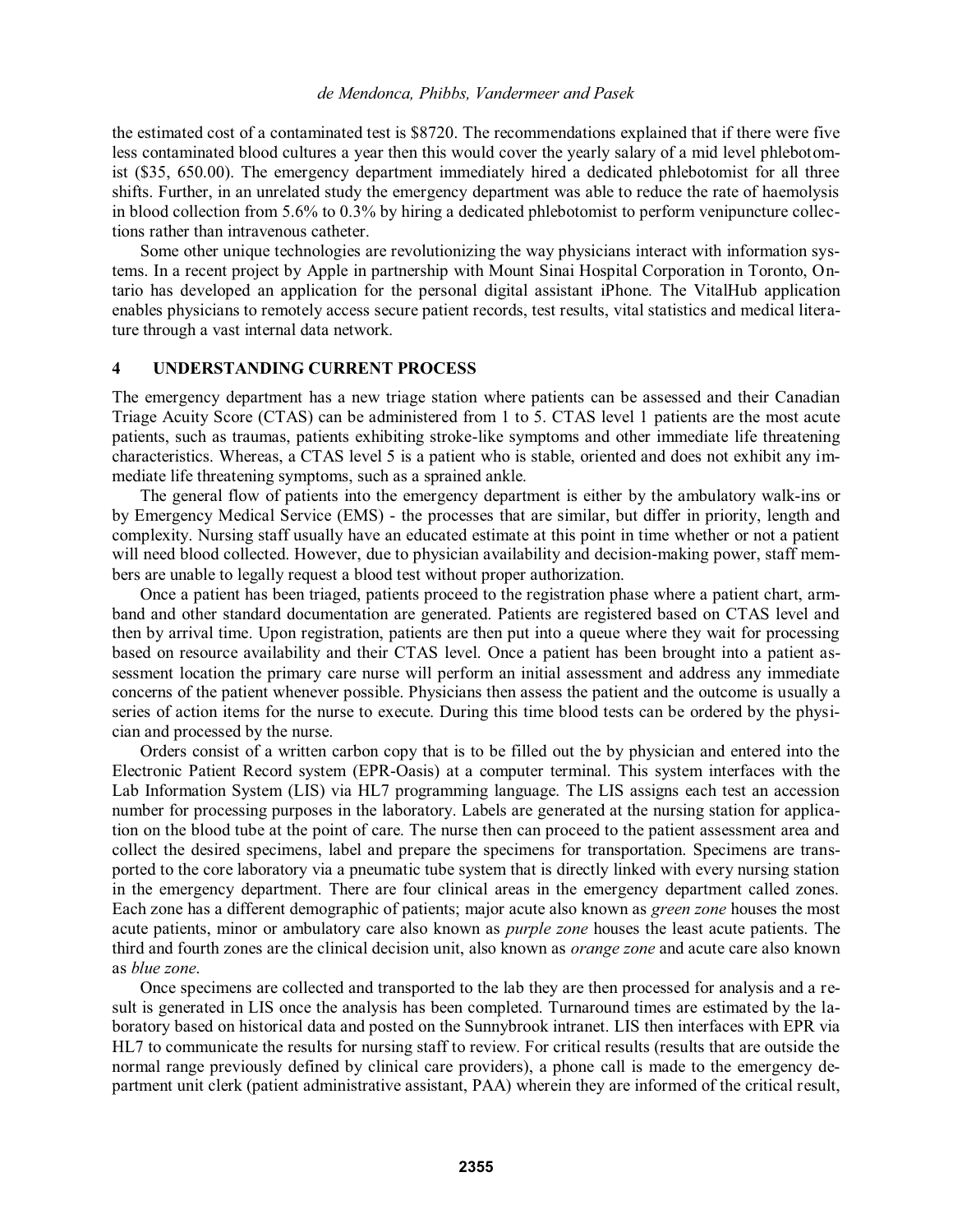the estimated cost of a contaminated test is $8720. The recommendations explained that if there were five less contaminated blood cultures a year then this would cover the yearly salary of a mid level phlebotomist ($35, 650.00). The emergency department immediately hired a dedicated phlebotomist for all three shifts. Further, in an unrelated study the emergency department was able to reduce the rate of haemolysis in blood collection from 5.6% to 0.3% by hiring a dedicated phlebotomist to perform venipuncture collections rather than intravenous catheter.

Some other unique technologies are revolutionizing the way physicians interact with information systems. In a recent project by Apple in partnership with Mount Sinai Hospital Corporation in Toronto, Ontario has developed an application for the personal digital assistant iPhone. The VitalHub application enables physicians to remotely access secure patient records, test results, vital statistics and medical literature through a vast internal data network.

## 4 UNDERSTANDING CURRENT PROCESS

The emergency department has a new triage station where patients can be assessed and their Canadian Triage Acuity Score (CTAS) can be administered from 1 to 5. CTAS level 1 patients are the most acute patients, such as traumas, patients exhibiting stroke-like symptoms and other immediate life threatening characteristics. Whereas, a CTAS level 5 is a patient who is stable, oriented and does not exhibit any immediate life threatening symptoms, such as a sprained ankle.

The general flow of patients into the emergency department is either by the ambulatory walk-ins or by Emergency Medical Service (EMS) - the processes that are similar, but differ in priority, length and complexity. Nursing staff usually have an educated estimate at this point in time whether or not a patient will need blood collected. However, due to physician availability and decision-making power, staff members are unable to legally request a blood test without proper authorization.

Once a patient has been triaged, patients proceed to the registration phase where a patient chart, armband and other standard documentation are generated. Patients are registered based on CTAS level and then by arrival time. Upon registration, patients are then put into a queue where they wait for processing based on resource availability and their CTAS level. Once a patient has been brought into a patient assessment location the primary care nurse will perform an initial assessment and address any immediate concerns of the patient whenever possible. Physicians then assess the patient and the outcome is usually a series of action items for the nurse to execute. During this time blood tests can be ordered by the physician and processed by the nurse.

Orders consist of a written carbon copy that is to be filled out the by physician and entered into the Electronic Patient Record system (EPR-Oasis) at a computer terminal. This system interfaces with the Lab Information System (LIS) via HL7 programming language. The LIS assigns each test an accession number for processing purposes in the laboratory. Labels are generated at the nursing station for application on the blood tube at the point of care. The nurse then can proceed to the patient assessment area and collect the desired specimens, label and prepare the specimens for transportation. Specimens are transported to the core laboratory via a pneumatic tube system that is directly linked with every nursing station in the emergency department. There are four clinical areas in the emergency department called zones. Each zone has a different demographic of patients; major acute also known as *green zone* houses the most acute patients, minor or ambulatory care also known as *purple zone* houses the least acute patients. The third and fourth zones are the clinical decision unit, also known as *orange zone* and acute care also known as *blue zone*.

Once specimens are collected and transported to the lab they are then processed for analysis and a result is generated in LIS once the analysis has been completed. Turnaround times are estimated by the laboratory based on historical data and posted on the Sunnybrook intranet. LIS then interfaces with EPR via HL7 to communicate the results for nursing staff to review. For critical results (results that are outside the normal range previously defined by clinical care providers), a phone call is made to the emergency department unit clerk (patient administrative assistant, PAA) wherein they are informed of the critical result,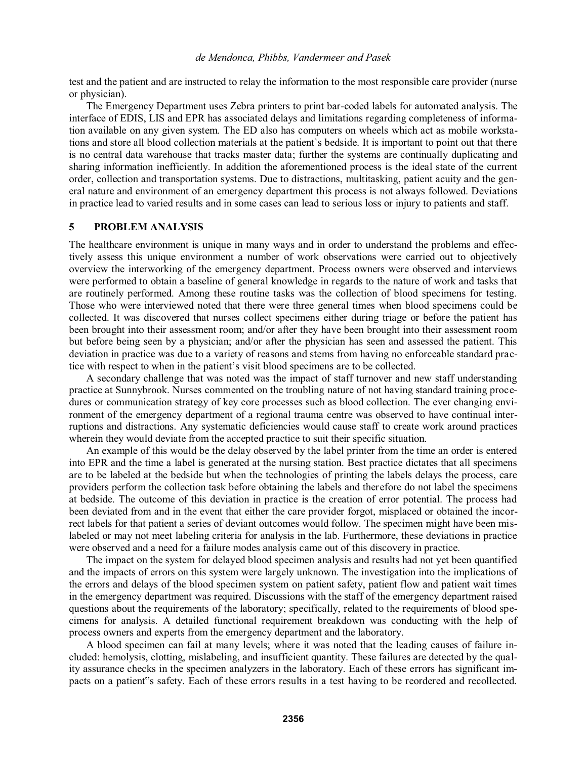test and the patient and are instructed to relay the information to the most responsible care provider (nurse or physician).

The Emergency Department uses Zebra printers to print bar-coded labels for automated analysis. The interface of EDIS, LIS and EPR has associated delays and limitations regarding completeness of information available on any given system. The ED also has computers on wheels which act as mobile workstations and store all blood collection materials at the patient`s bedside. It is important to point out that there is no central data warehouse that tracks master data; further the systems are continually duplicating and sharing information inefficiently. In addition the aforementioned process is the ideal state of the current order, collection and transportation systems. Due to distractions, multitasking, patient acuity and the general nature and environment of an emergency department this process is not always followed. Deviations in practice lead to varied results and in some cases can lead to serious loss or injury to patients and staff.

## 5 PROBLEM ANALYSIS

The healthcare environment is unique in many ways and in order to understand the problems and effectively assess this unique environment a number of work observations were carried out to objectively overview the interworking of the emergency department. Process owners were observed and interviews were performed to obtain a baseline of general knowledge in regards to the nature of work and tasks that are routinely performed. Among these routine tasks was the collection of blood specimens for testing. Those who were interviewed noted that there were three general times when blood specimens could be collected. It was discovered that nurses collect specimens either during triage or before the patient has been brought into their assessment room; and/or after they have been brought into their assessment room but before being seen by a physician; and/or after the physician has seen and assessed the patient. This deviation in practice was due to a variety of reasons and stems from having no enforceable standard practice with respect to when in the patient's visit blood specimens are to be collected.

A secondary challenge that was noted was the impact of staff turnover and new staff understanding practice at Sunnybrook. Nurses commented on the troubling nature of not having standard training procedures or communication strategy of key core processes such as blood collection. The ever changing environment of the emergency department of a regional trauma centre was observed to have continual interruptions and distractions. Any systematic deficiencies would cause staff to create work around practices wherein they would deviate from the accepted practice to suit their specific situation.

An example of this would be the delay observed by the label printer from the time an order is entered into EPR and the time a label is generated at the nursing station. Best practice dictates that all specimens are to be labeled at the bedside but when the technologies of printing the labels delays the process, care providers perform the collection task before obtaining the labels and therefore do not label the specimens at bedside. The outcome of this deviation in practice is the creation of error potential. The process had been deviated from and in the event that either the care provider forgot, misplaced or obtained the incorrect labels for that patient a series of deviant outcomes would follow. The specimen might have been mislabeled or may not meet labeling criteria for analysis in the lab. Furthermore, these deviations in practice were observed and a need for a failure modes analysis came out of this discovery in practice.

The impact on the system for delayed blood specimen analysis and results had not yet been quantified and the impacts of errors on this system were largely unknown. The investigation into the implications of the errors and delays of the blood specimen system on patient safety, patient flow and patient wait times in the emergency department was required. Discussions with the staff of the emergency department raised questions about the requirements of the laboratory; specifically, related to the requirements of blood specimens for analysis. A detailed functional requirement breakdown was conducting with the help of process owners and experts from the emergency department and the laboratory.

A blood specimen can fail at many levels; where it was noted that the leading causes of failure included: hemolysis, clotting, mislabeling, and insufficient quantity. These failures are detected by the quality assurance checks in the specimen analyzers in the laboratory. Each of these errors has significant impacts on a patient"s safety. Each of these errors results in a test having to be reordered and recollected.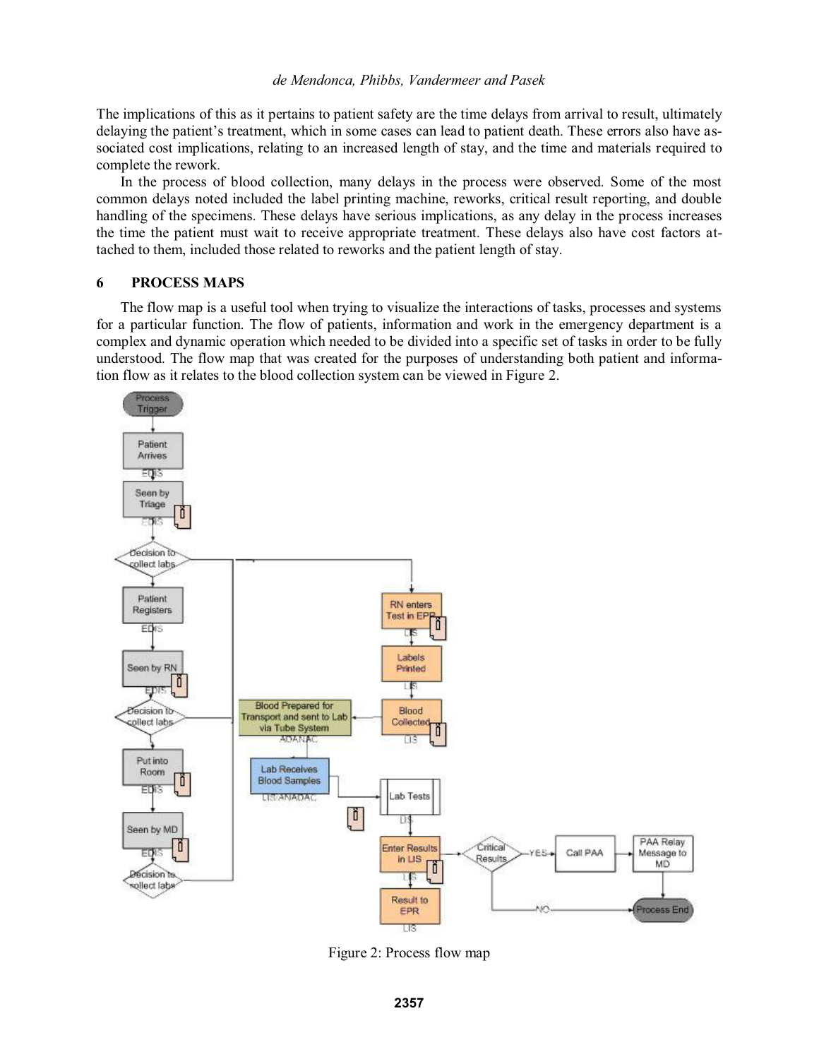The implications of this as it pertains to patient safety are the time delays from arrival to result, ultimately delaying the patient's treatment, which in some cases can lead to patient death. These errors also have associated cost implications, relating to an increased length of stay, and the time and materials required to complete the rework.

In the process of blood collection, many delays in the process were observed. Some of the most common delays noted included the label printing machine, reworks, critical result reporting, and double handling of the specimens. These delays have serious implications, as any delay in the process increases the time the patient must wait to receive appropriate treatment. These delays also have cost factors attached to them, included those related to reworks and the patient length of stay.

## 6 PROCESS MAPS

The flow map is a useful tool when trying to visualize the interactions of tasks, processes and systems for a particular function. The flow of patients, information and work in the emergency department is a complex and dynamic operation which needed to be divided into a specific set of tasks in order to be fully understood. The flow map that was created for the purposes of understanding both patient and information flow as it relates to the blood collection system can be viewed in Figure 2.

Figure 2: Process flow map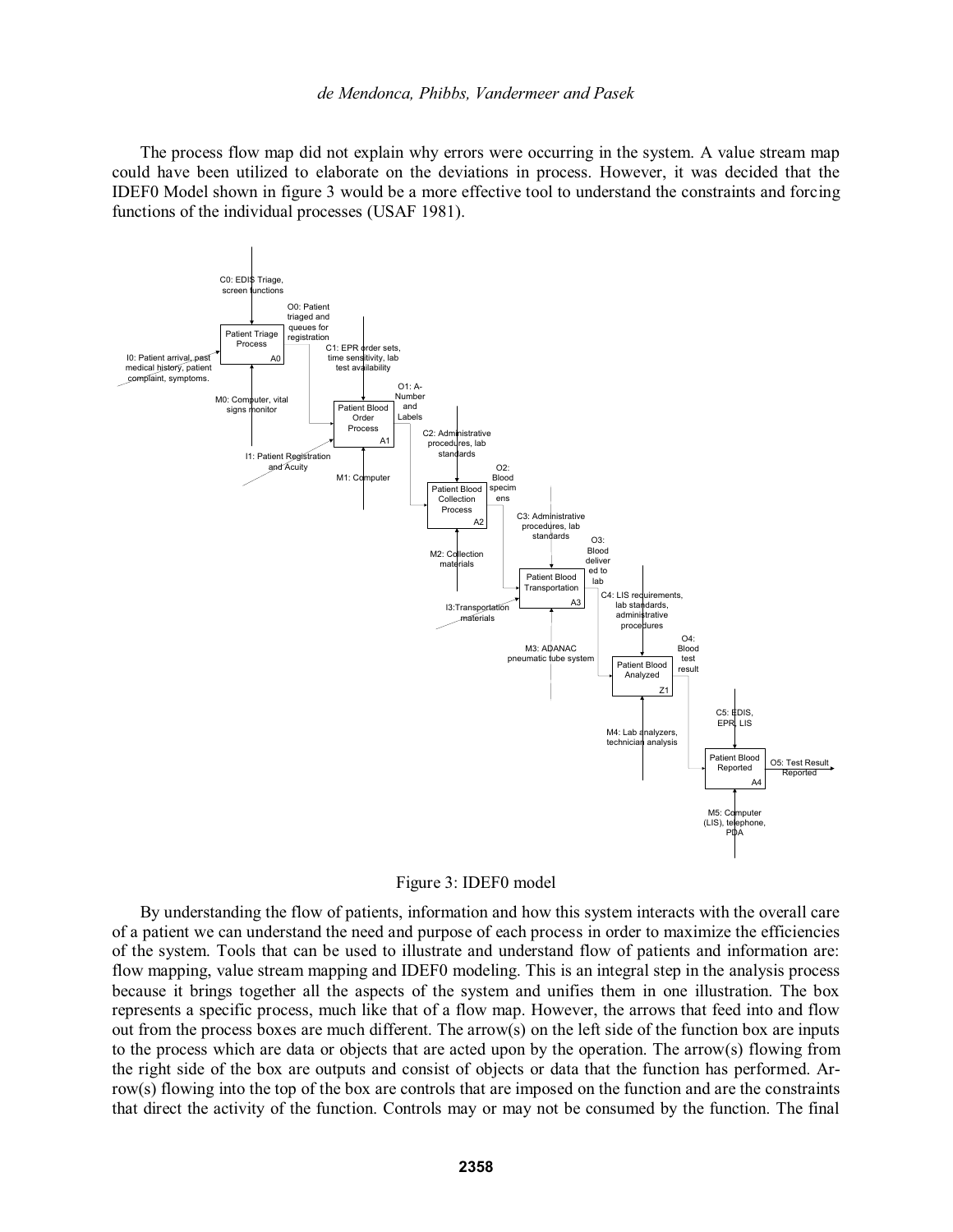The process flow map did not explain why errors were occurring in the system. A value stream map could have been utilized to elaborate on the deviations in process. However, it was decided that the IDEF0 Model shown in figure 3 would be a more effective tool to understand the constraints and forcing functions of the individual processes (USAF 1981).

Figure 3: IDEF0 model

By understanding the flow of patients, information and how this system interacts with the overall care of a patient we can understand the need and purpose of each process in order to maximize the efficiencies of the system. Tools that can be used to illustrate and understand flow of patients and information are: flow mapping, value stream mapping and IDEF0 modeling. This is an integral step in the analysis process because it brings together all the aspects of the system and unifies them in one illustration. The box represents a specific process, much like that of a flow map. However, the arrows that feed into and flow out from the process boxes are much different. The arrow(s) on the left side of the function box are inputs to the process which are data or objects that are acted upon by the operation. The arrow(s) flowing from the right side of the box are outputs and consist of objects or data that the function has performed. Arrow(s) flowing into the top of the box are controls that are imposed on the function and are the constraints that direct the activity of the function. Controls may or may not be consumed by the function. The final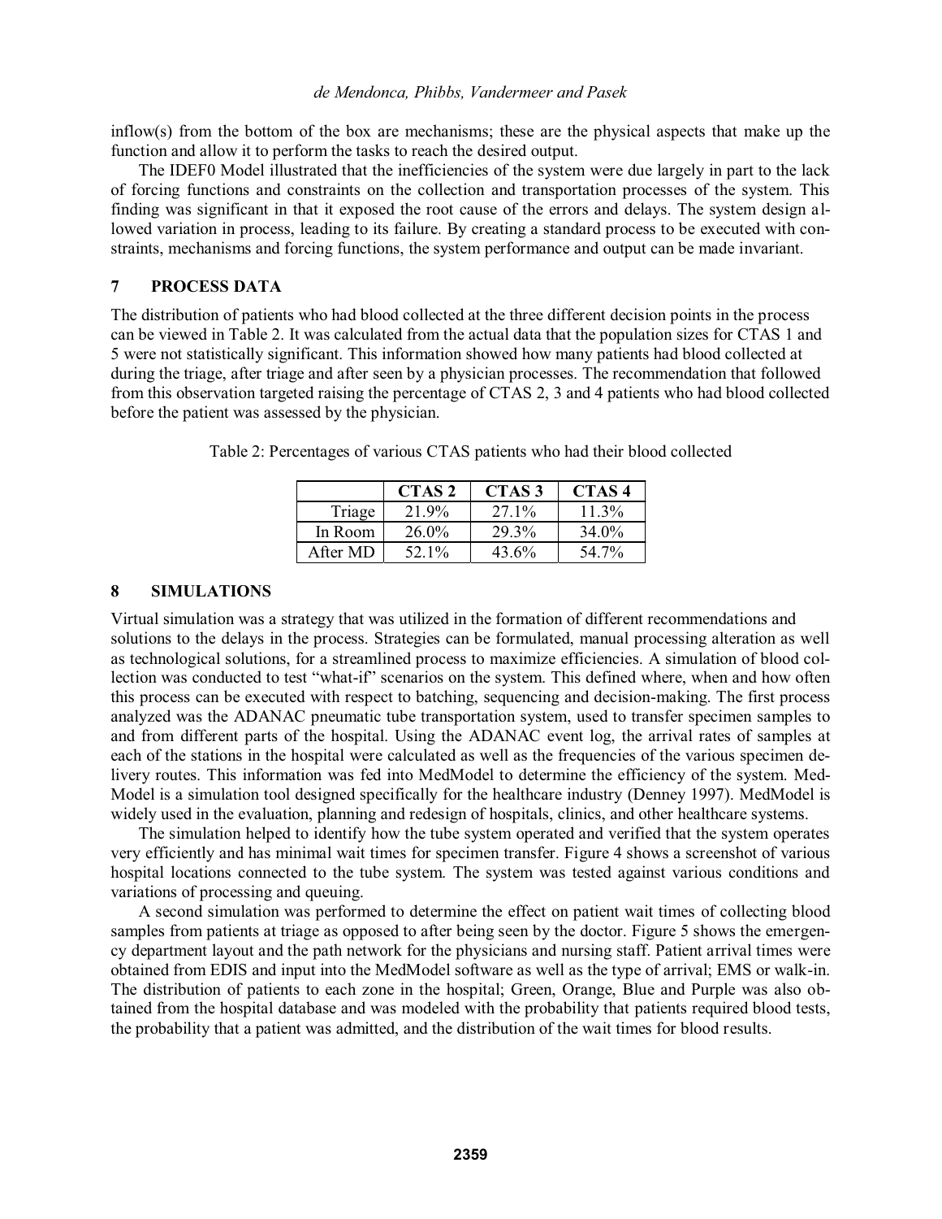inflow(s) from the bottom of the box are mechanisms; these are the physical aspects that make up the function and allow it to perform the tasks to reach the desired output.

The IDEF0 Model illustrated that the inefficiencies of the system were due largely in part to the lack of forcing functions and constraints on the collection and transportation processes of the system. This finding was significant in that it exposed the root cause of the errors and delays. The system design allowed variation in process, leading to its failure. By creating a standard process to be executed with constraints, mechanisms and forcing functions, the system performance and output can be made invariant.

## 7 PROCESS DATA

The distribution of patients who had blood collected at the three different decision points in the process can be viewed in Table 2. It was calculated from the actual data that the population sizes for CTAS 1 and 5 were not statistically significant. This information showed how many patients had blood collected at during the triage, after triage and after seen by a physician processes. The recommendation that followed from this observation targeted raising the percentage of CTAS 2, 3 and 4 patients who had blood collected before the patient was assessed by the physician.

Table 2: Percentages of various CTAS patients who had their blood collected

| | CTAS 2 | CTAS 3 | CTAS 4 |
|---|---|---|---|
| Triage | 21.9% | 27.1% | 11.3% |
| In Room | 26.0% | 29.3% | 34.0% |
| After MD | 52.1% | 43.6% | 54.7% |

## 8 SIMULATIONS

Virtual simulation was a strategy that was utilized in the formation of different recommendations and solutions to the delays in the process. Strategies can be formulated, manual processing alteration as well as technological solutions, for a streamlined process to maximize efficiencies. A simulation of blood collection was conducted to test "what-if" scenarios on the system. This defined where, when and how often this process can be executed with respect to batching, sequencing and decision-making. The first process analyzed was the ADANAC pneumatic tube transportation system, used to transfer specimen samples to and from different parts of the hospital. Using the ADANAC event log, the arrival rates of samples at each of the stations in the hospital were calculated as well as the frequencies of the various specimen delivery routes. This information was fed into MedModel to determine the efficiency of the system. MedModel is a simulation tool designed specifically for the healthcare industry (Denney 1997). MedModel is widely used in the evaluation, planning and redesign of hospitals, clinics, and other healthcare systems.

The simulation helped to identify how the tube system operated and verified that the system operates very efficiently and has minimal wait times for specimen transfer. Figure 4 shows a screenshot of various hospital locations connected to the tube system. The system was tested against various conditions and variations of processing and queuing.

A second simulation was performed to determine the effect on patient wait times of collecting blood samples from patients at triage as opposed to after being seen by the doctor. Figure 5 shows the emergency department layout and the path network for the physicians and nursing staff. Patient arrival times were obtained from EDIS and input into the MedModel software as well as the type of arrival; EMS or walk-in. The distribution of patients to each zone in the hospital; Green, Orange, Blue and Purple was also obtained from the hospital database and was modeled with the probability that patients required blood tests, the probability that a patient was admitted, and the distribution of the wait times for blood results.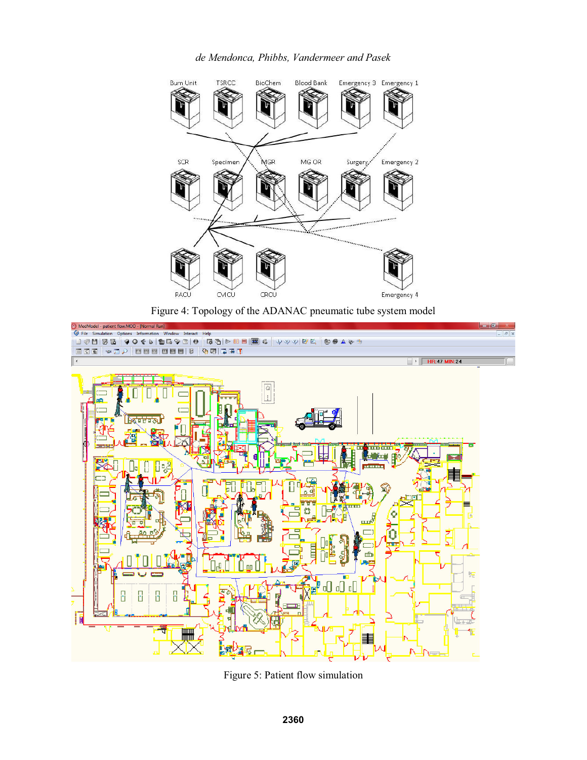Figure 4: Topology of the ADANAC pneumatic tube system model

Figure 5: Patient flow simulation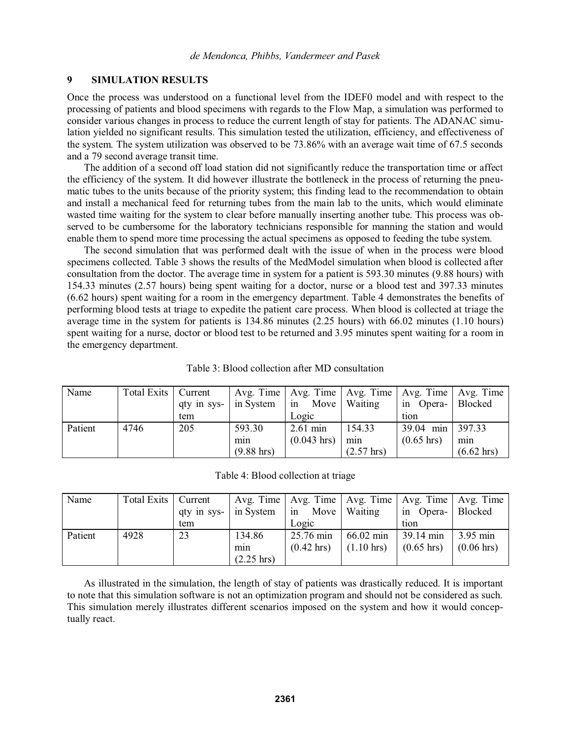## 9 SIMULATION RESULTS

Once the process was understood on a functional level from the IDEF0 model and with respect to the processing of patients and blood specimens with regards to the Flow Map, a simulation was performed to consider various changes in process to reduce the current length of stay for patients. The ADANAC simulation yielded no significant results. This simulation tested the utilization, efficiency, and effectiveness of the system. The system utilization was observed to be 73.86% with an average wait time of 67.5 seconds and a 79 second average transit time.

The addition of a second off load station did not significantly reduce the transportation time or affect the efficiency of the system. It did however illustrate the bottleneck in the process of returning the pneumatic tubes to the units because of the priority system; this finding lead to the recommendation to obtain and install a mechanical feed for returning tubes from the main lab to the units, which would eliminate wasted time waiting for the system to clear before manually inserting another tube. This process was observed to be cumbersome for the laboratory technicians responsible for manning the station and would enable them to spend more time processing the actual specimens as opposed to feeding the tube system.

The second simulation that was performed dealt with the issue of when in the process were blood specimens collected. Table 3 shows the results of the MedModel simulation when blood is collected after consultation from the doctor. The average time in system for a patient is 593.30 minutes (9.88 hours) with 154.33 minutes (2.57 hours) being spent waiting for a doctor, nurse or a blood test and 397.33 minutes (6.62 hours) spent waiting for a room in the emergency department. Table 4 demonstrates the benefits of performing blood tests at triage to expedite the patient care process. When blood is collected at triage the average time in the system for patients is 134.86 minutes (2.25 hours) with 66.02 minutes (1.10 hours) spent waiting for a nurse, doctor or blood test to be returned and 3.95 minutes spent waiting for a room in the emergency department.

Table 3: Blood collection after MD consultation

| Name | Total Exits | Current qty in system | Avg. Time in System | Avg. Time in Move Logic | Avg. Time Waiting | Avg. Time in Operation | Avg. Time Blocked |
|---|---|---|---|---|---|---|---|
| Patient | 4746 | 205 | 593.30 min (9.88 hrs) | 2.61 min (0.043 hrs) | 154.33 min (2.57 hrs) | 39.04 min (0.65 hrs) | 397.33 min (6.62 hrs) |

Table 4: Blood collection at triage

| Name | Total Exits | Current qty in system | Avg. Time in System | Avg. Time in Move Logic | Avg. Time Waiting | Avg. Time in Operation | Avg. Time Blocked |
|---|---|---|---|---|---|---|---|
| Patient | 4928 | 23 | 134.86 min (2.25 hrs) | 25.76 min (0.42 hrs) | 66.02 min (1.10 hrs) | 39.14 min (0.65 hrs) | 3.95 min (0.06 hrs) |

As illustrated in the simulation, the length of stay of patients was drastically reduced. It is important to note that this simulation software is not an optimization program and should not be considered as such. This simulation merely illustrates different scenarios imposed on the system and how it would conceptually react.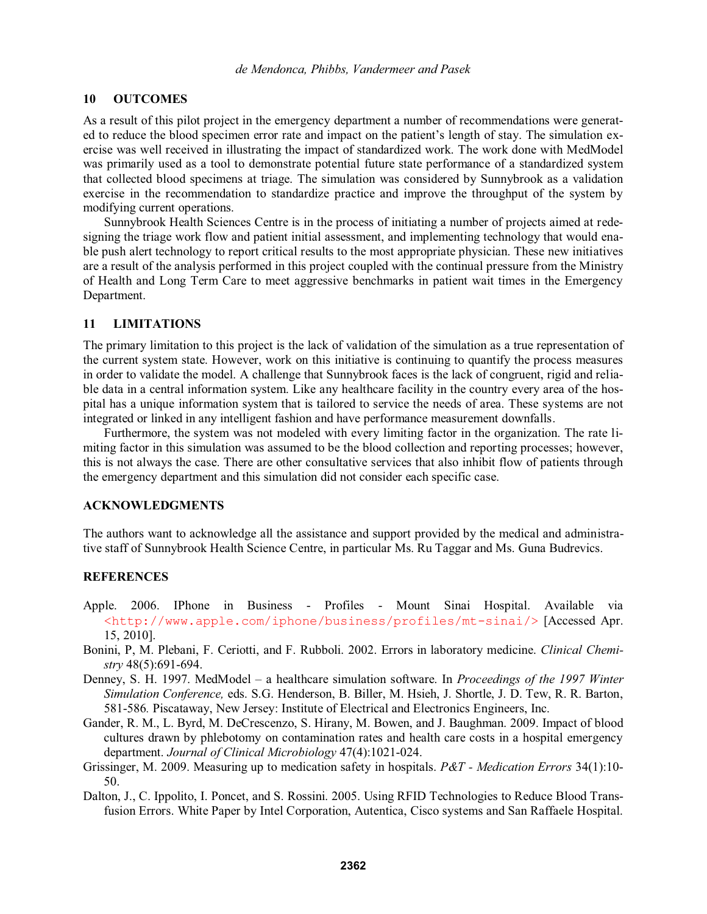## 10 OUTCOMES

As a result of this pilot project in the emergency department a number of recommendations were generated to reduce the blood specimen error rate and impact on the patient's length of stay. The simulation exercise was well received in illustrating the impact of standardized work. The work done with MedModel was primarily used as a tool to demonstrate potential future state performance of a standardized system that collected blood specimens at triage. The simulation was considered by Sunnybrook as a validation exercise in the recommendation to standardize practice and improve the throughput of the system by modifying current operations.

Sunnybrook Health Sciences Centre is in the process of initiating a number of projects aimed at redesigning the triage work flow and patient initial assessment, and implementing technology that would enable push alert technology to report critical results to the most appropriate physician. These new initiatives are a result of the analysis performed in this project coupled with the continual pressure from the Ministry of Health and Long Term Care to meet aggressive benchmarks in patient wait times in the Emergency Department.

## 11 LIMITATIONS

The primary limitation to this project is the lack of validation of the simulation as a true representation of the current system state. However, work on this initiative is continuing to quantify the process measures in order to validate the model. A challenge that Sunnybrook faces is the lack of congruent, rigid and reliable data in a central information system. Like any healthcare facility in the country every area of the hospital has a unique information system that is tailored to service the needs of area. These systems are not integrated or linked in any intelligent fashion and have performance measurement downfalls.

Furthermore, the system was not modeled with every limiting factor in the organization. The rate limiting factor in this simulation was assumed to be the blood collection and reporting processes; however, this is not always the case. There are other consultative services that also inhibit flow of patients through the emergency department and this simulation did not consider each specific case.

## ACKNOWLEDGMENTS

The authors want to acknowledge all the assistance and support provided by the medical and administrative staff of Sunnybrook Health Science Centre, in particular Ms. Ru Taggar and Ms. Guna Budrevics.

## REFERENCES

Apple. 2006. IPhone in Business - Profiles - Mount Sinai Hospital. Available via <http://www.apple.com/iphone/business/profiles/mt-sinai/> [Accessed Apr. 15, 2010].

Bonini, P, M. Plebani, F. Ceriotti, and F. Rubboli. 2002. Errors in laboratory medicine. *Clinical Chemistry* 48(5):691-694.

Denney, S. H. 1997. MedModel – a healthcare simulation software. In *Proceedings of the 1997 Winter Simulation Conference,* eds. S.G. Henderson, B. Biller, M. Hsieh, J. Shortle, J. D. Tew, R. R. Barton, 581-586. Piscataway, New Jersey: Institute of Electrical and Electronics Engineers, Inc.

Gander, R. M., L. Byrd, M. DeCrescenzo, S. Hirany, M. Bowen, and J. Baughman. 2009. Impact of blood cultures drawn by phlebotomy on contamination rates and health care costs in a hospital emergency department. *Journal of Clinical Microbiology* 47(4):1021-024.

Grissinger, M. 2009. Measuring up to medication safety in hospitals. *P&T - Medication Errors* 34(1):10-50.

Dalton, J., C. Ippolito, I. Poncet, and S. Rossini. 2005. Using RFID Technologies to Reduce Blood Transfusion Errors. White Paper by Intel Corporation, Autentica, Cisco systems and San Raffaele Hospital.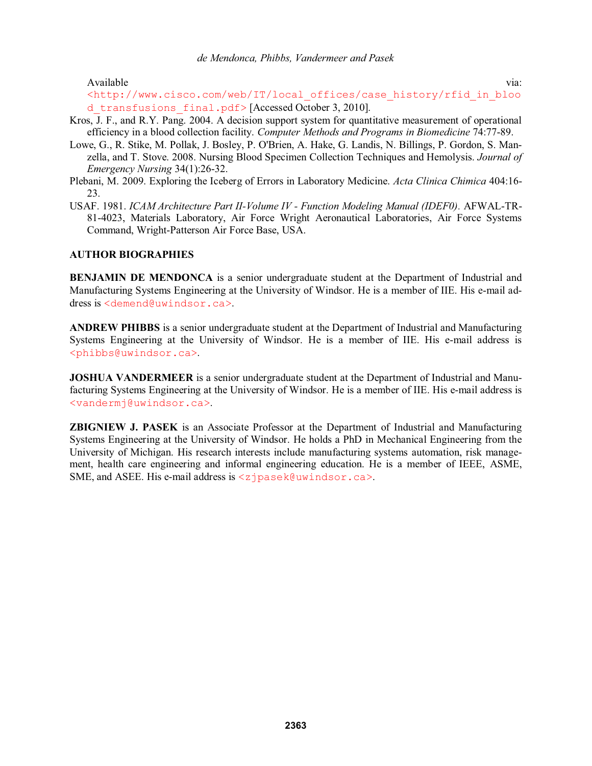Available via: <http://www.cisco.com/web/IT/local_offices/case_history/rfid_in_blood_transfusions_final.pdf> [Accessed October 3, 2010].

Kros, J. F., and R.Y. Pang. 2004. A decision support system for quantitative measurement of operational efficiency in a blood collection facility. *Computer Methods and Programs in Biomedicine* 74:77-89.

Lowe, G., R. Stike, M. Pollak, J. Bosley, P. O'Brien, A. Hake, G. Landis, N. Billings, P. Gordon, S. Manzella, and T. Stove. 2008. Nursing Blood Specimen Collection Techniques and Hemolysis. *Journal of Emergency Nursing* 34(1):26-32.

Plebani, M. 2009. Exploring the Iceberg of Errors in Laboratory Medicine. *Acta Clinica Chimica* 404:16-23.

USAF. 1981. *ICAM Architecture Part II-Volume IV - Function Modeling Manual (IDEF0)*. AFWAL-TR-81-4023, Materials Laboratory, Air Force Wright Aeronautical Laboratories, Air Force Systems Command, Wright-Patterson Air Force Base, USA.

## AUTHOR BIOGRAPHIES

**BENJAMIN DE MENDONCA** is a senior undergraduate student at the Department of Industrial and Manufacturing Systems Engineering at the University of Windsor. He is a member of IIE. His e-mail address is <demend@uwindsor.ca>.

**ANDREW PHIBBS** is a senior undergraduate student at the Department of Industrial and Manufacturing Systems Engineering at the University of Windsor. He is a member of IIE. His e-mail address is <phibbs@uwindsor.ca>.

**JOSHUA VANDERMEER** is a senior undergraduate student at the Department of Industrial and Manufacturing Systems Engineering at the University of Windsor. He is a member of IIE. His e-mail address is <vandermj@uwindsor.ca>.

**ZBIGNIEW J. PASEK** is an Associate Professor at the Department of Industrial and Manufacturing Systems Engineering at the University of Windsor. He holds a PhD in Mechanical Engineering from the University of Michigan. His research interests include manufacturing systems automation, risk management, health care engineering and informal engineering education. He is a member of IEEE, ASME, SME, and ASEE. His e-mail address is <zjpasek@uwindsor.ca>.